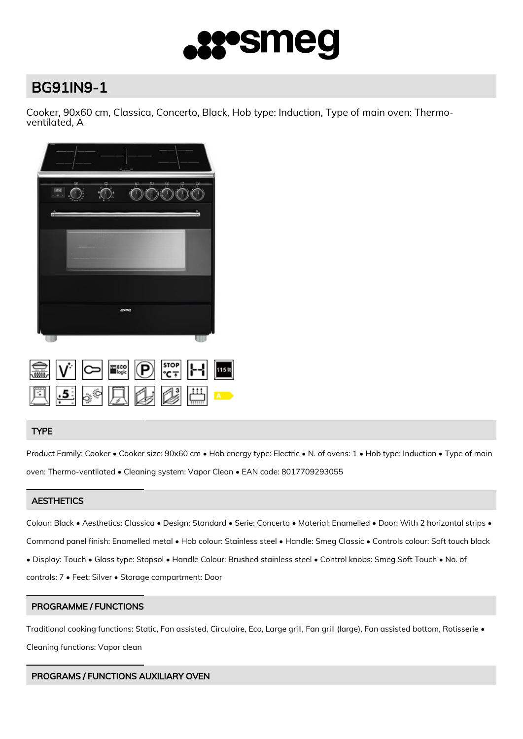# BG91IN9-1

Cooker, 90x60 cm, Classica, Concerto, Black, Hob type: Induction, Type of main oven: Thermo-ventilated, A

## TYPE

Product Family: Cooker • Cooker size: 90x60 cm • Hob energy type: Electric • N. of ovens: 1 • Hob type: Induction • Type of main oven: Thermo-ventilated • Cleaning system: Vapor Clean • EAN code: 8017709293055

## AESTHETICS

Colour: Black • Aesthetics: Classica • Design: Standard • Serie: Concerto • Material: Enamelled • Door: With 2 horizontal strips • Command panel finish: Enamelled metal • Hob colour: Stainless steel • Handle: Smeg Classic • Controls colour: Soft touch black • Display: Touch • Glass type: Stopsol • Handle Colour: Brushed stainless steel • Control knobs: Smeg Soft Touch • No. of controls: 7 • Feet: Silver • Storage compartment: Door

## PROGRAMME / FUNCTIONS

Traditional cooking functions: Static, Fan assisted, Circulaire, Eco, Large grill, Fan grill (large), Fan assisted bottom, Rotisserie • Cleaning functions: Vapor clean

## PROGRAMS / FUNCTIONS AUXILIARY OVEN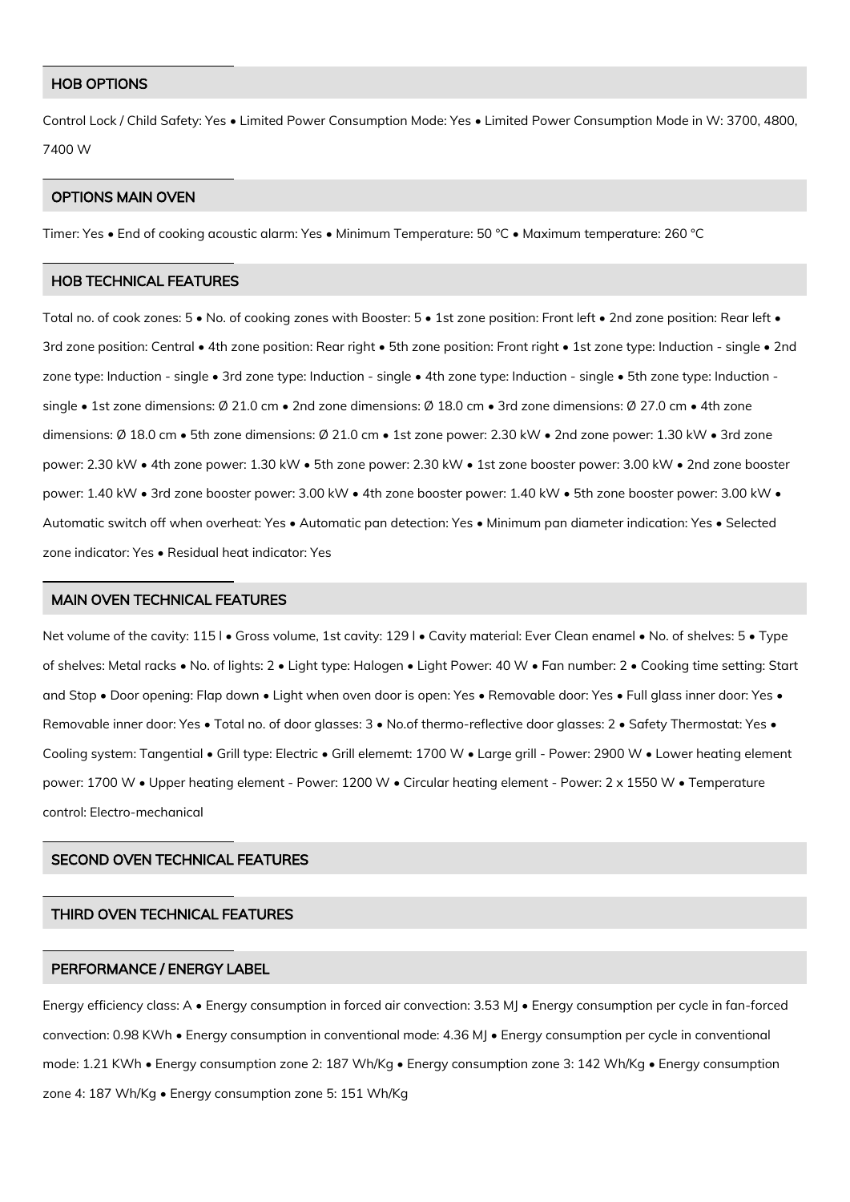## HOB OPTIONS

Control Lock / Child Safety: Yes • Limited Power Consumption Mode: Yes • Limited Power Consumption Mode in W: 3700, 4800, 7400 W

## OPTIONS MAIN OVEN

Timer: Yes • End of cooking acoustic alarm: Yes • Minimum Temperature: 50 °C • Maximum temperature: 260 °C

## HOB TECHNICAL FEATURES

Total no. of cook zones: 5 • No. of cooking zones with Booster: 5 • 1st zone position: Front left • 2nd zone position: Rear left • 3rd zone position: Central • 4th zone position: Rear right • 5th zone position: Front right • 1st zone type: Induction - single • 2nd zone type: Induction - single • 3rd zone type: Induction - single • 4th zone type: Induction - single • 5th zone type: Induction - single • 1st zone dimensions: Ø 21.0 cm • 2nd zone dimensions: Ø 18.0 cm • 3rd zone dimensions: Ø 27.0 cm • 4th zone dimensions: Ø 18.0 cm • 5th zone dimensions: Ø 21.0 cm • 1st zone power: 2.30 kW • 2nd zone power: 1.30 kW • 3rd zone power: 2.30 kW • 4th zone power: 1.30 kW • 5th zone power: 2.30 kW • 1st zone booster power: 3.00 kW • 2nd zone booster power: 1.40 kW • 3rd zone booster power: 3.00 kW • 4th zone booster power: 1.40 kW • 5th zone booster power: 3.00 kW • Automatic switch off when overheat: Yes • Automatic pan detection: Yes • Minimum pan diameter indication: Yes • Selected zone indicator: Yes • Residual heat indicator: Yes

## MAIN OVEN TECHNICAL FEATURES

Net volume of the cavity: 115 l • Gross volume, 1st cavity: 129 l • Cavity material: Ever Clean enamel • No. of shelves: 5 • Type of shelves: Metal racks • No. of lights: 2 • Light type: Halogen • Light Power: 40 W • Fan number: 2 • Cooking time setting: Start and Stop • Door opening: Flap down • Light when oven door is open: Yes • Removable door: Yes • Full glass inner door: Yes • Removable inner door: Yes • Total no. of door glasses: 3 • No.of thermo-reflective door glasses: 2 • Safety Thermostat: Yes • Cooling system: Tangential • Grill type: Electric • Grill elememt: 1700 W • Large grill - Power: 2900 W • Lower heating element power: 1700 W • Upper heating element - Power: 1200 W • Circular heating element - Power: 2 x 1550 W • Temperature control: Electro-mechanical

## SECOND OVEN TECHNICAL FEATURES

## THIRD OVEN TECHNICAL FEATURES

## PERFORMANCE / ENERGY LABEL

Energy efficiency class: A • Energy consumption in forced air convection: 3.53 MJ • Energy consumption per cycle in fan-forced convection: 0.98 KWh • Energy consumption in conventional mode: 4.36 MJ • Energy consumption per cycle in conventional mode: 1.21 KWh • Energy consumption zone 2: 187 Wh/Kg • Energy consumption zone 3: 142 Wh/Kg • Energy consumption zone 4: 187 Wh/Kg • Energy consumption zone 5: 151 Wh/Kg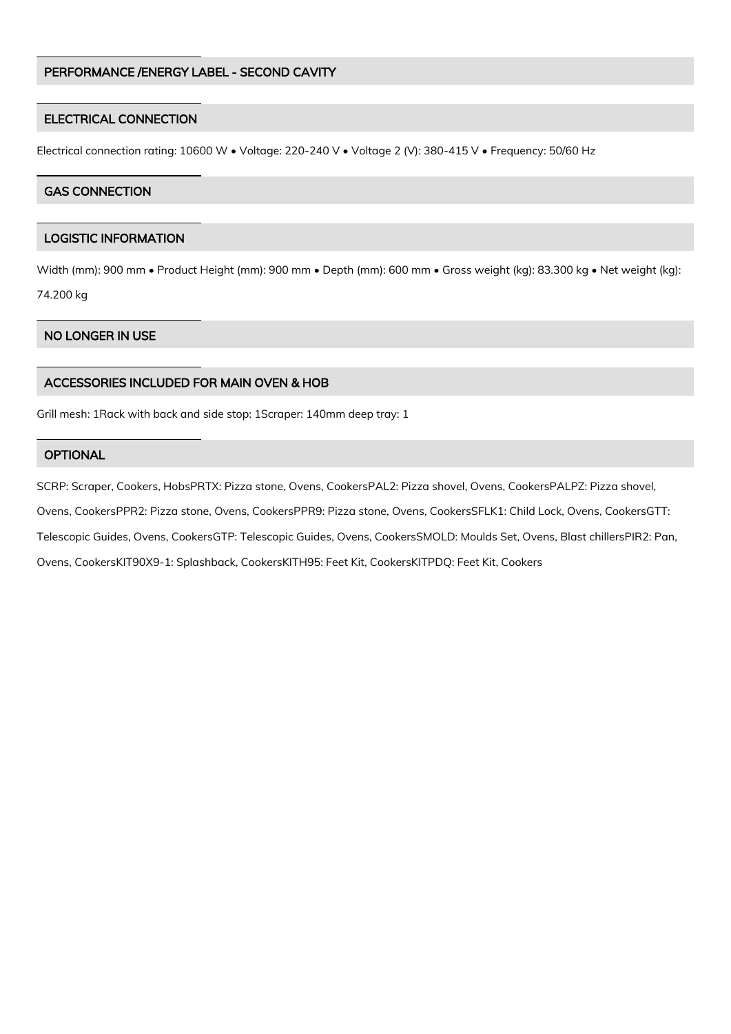## PERFORMANCE /ENERGY LABEL - SECOND CAVITY

## ELECTRICAL CONNECTION

Electrical connection rating: 10600 W • Voltage: 220-240 V • Voltage 2 (V): 380-415 V • Frequency: 50/60 Hz

## GAS CONNECTION

## LOGISTIC INFORMATION

Width (mm): 900 mm • Product Height (mm): 900 mm • Depth (mm): 600 mm • Gross weight (kg): 83.300 kg • Net weight (kg): 74.200 kg

## NO LONGER IN USE

## ACCESSORIES INCLUDED FOR MAIN OVEN & HOB

Grill mesh: 1Rack with back and side stop: 1Scraper: 140mm deep tray: 1

## OPTIONAL

SCRP: Scraper, Cookers, HobsPRTX: Pizza stone, Ovens, CookersPAL2: Pizza shovel, Ovens, CookersPALPZ: Pizza shovel, Ovens, CookersPPR2: Pizza stone, Ovens, CookersPPR9: Pizza stone, Ovens, CookersSFLK1: Child Lock, Ovens, CookersGTT: Telescopic Guides, Ovens, CookersGTP: Telescopic Guides, Ovens, CookersSMOLD: Moulds Set, Ovens, Blast chillersPIR2: Pan, Ovens, CookersKIT90X9-1: Splashback, CookersKITH95: Feet Kit, CookersKITPDQ: Feet Kit, Cookers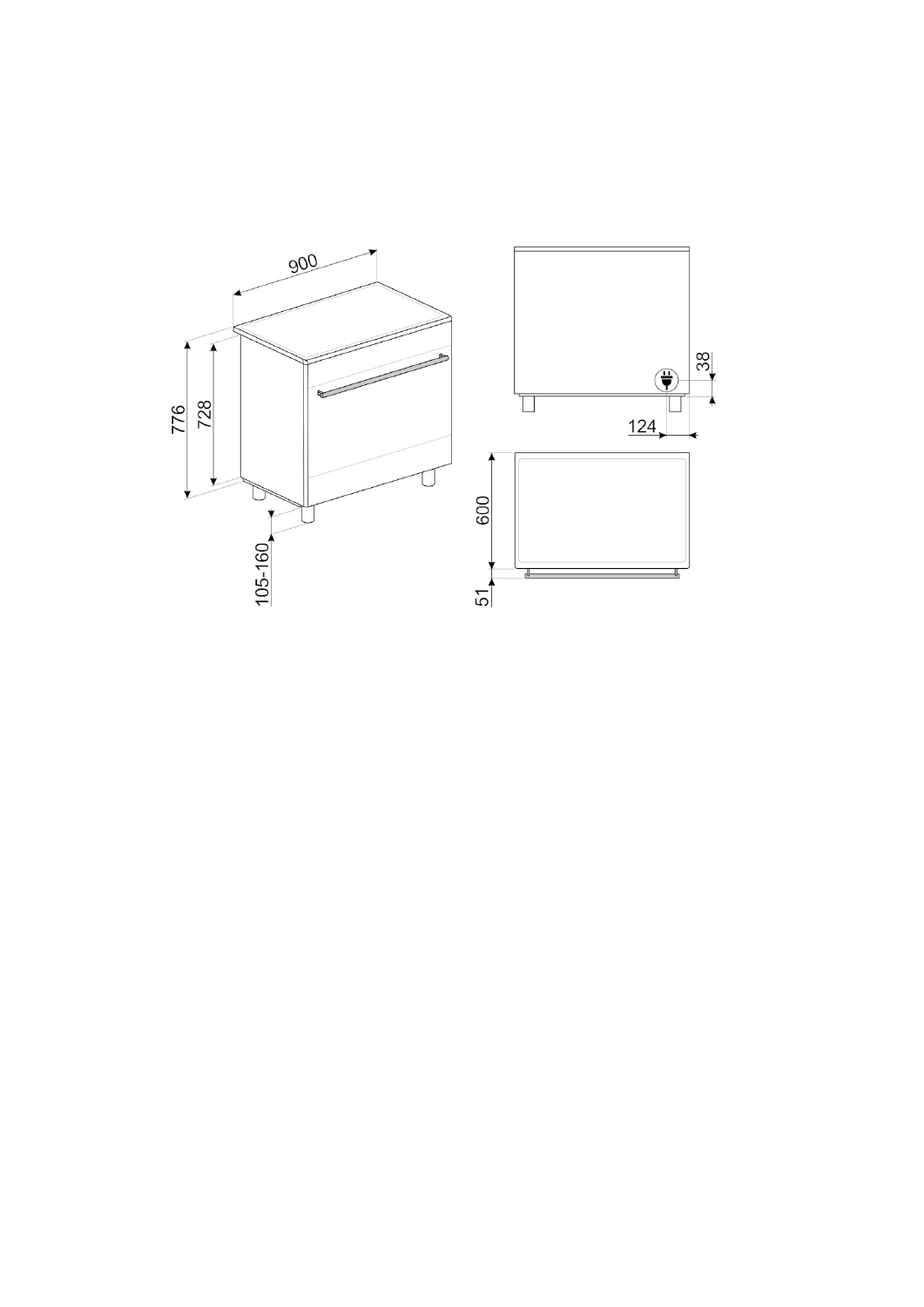900

776

728

105-160

38

124

600

51